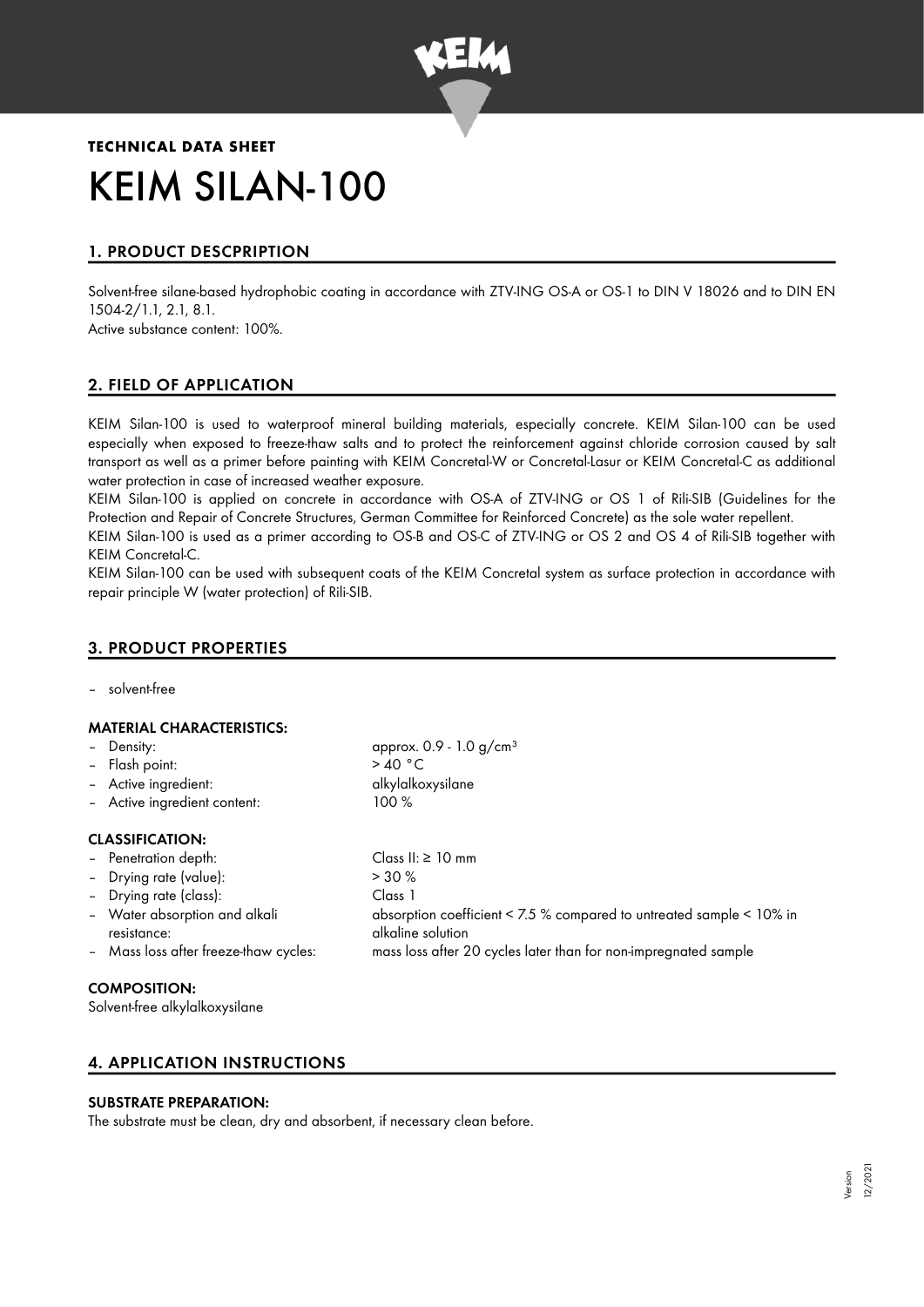**TECHNICAL DATA SHEET**

# KEIM SILAN-100

## 1. PRODUCT DESCPRIPTION

Solvent-free silane-based hydrophobic coating in accordance with ZTV-ING OS-A or OS-1 to DIN V 18026 and to DIN EN 1504-2/1.1, 2.1, 8.1.
Active substance content: 100%.

## 2. FIELD OF APPLICATION

KEIM Silan-100 is used to waterproof mineral building materials, especially concrete. KEIM Silan-100 can be used especially when exposed to freeze-thaw salts and to protect the reinforcement against chloride corrosion caused by salt transport as well as a primer before painting with KEIM Concretal-W or Concretal-Lasur or KEIM Concretal-C as additional water protection in case of increased weather exposure.

KEIM Silan-100 is applied on concrete in accordance with OS-A of ZTV-ING or OS 1 of Rili-SIB (Guidelines for the Protection and Repair of Concrete Structures, German Committee for Reinforced Concrete) as the sole water repellent.

KEIM Silan-100 is used as a primer according to OS-B and OS-C of ZTV-ING or OS 2 and OS 4 of Rili-SIB together with KEIM Concretal-C.

KEIM Silan-100 can be used with subsequent coats of the KEIM Concretal system as surface protection in accordance with repair principle W (water protection) of Rili-SIB.

## 3. PRODUCT PROPERTIES

- solvent-free

### MATERIAL CHARACTERISTICS:

- Density: approx. 0.9 - 1.0 g/cm³
- Flash point: > 40 °C
- Active ingredient: alkylalkoxysilane
- Active ingredient content: 100 %

### CLASSIFICATION:

- Penetration depth: Class II: ≥ 10 mm
- Drying rate (value): > 30 %
- Drying rate (class): Class 1
- Water absorption and alkali resistance: absorption coefficient < 7.5 % compared to untreated sample < 10% in alkaline solution
- Mass loss after freeze-thaw cycles: mass loss after 20 cycles later than for non-impregnated sample

### COMPOSITION:

Solvent-free alkylalkoxysilane

## 4. APPLICATION INSTRUCTIONS

### SUBSTRATE PREPARATION:

The substrate must be clean, dry and absorbent, if necessary clean before.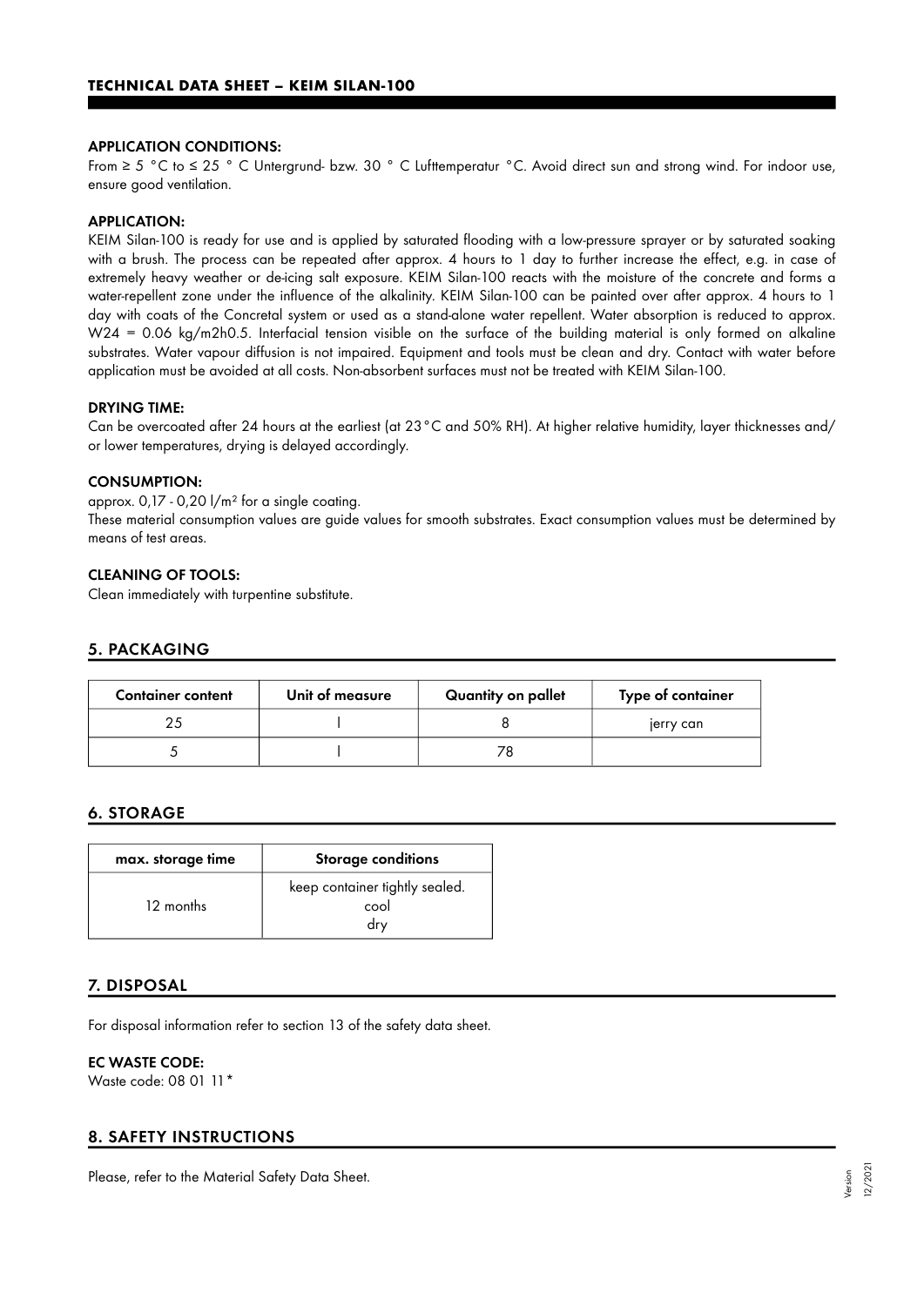### APPLICATION CONDITIONS:

From ≥ 5 °C to ≤ 25 ° C Untergrund- bzw. 30 ° C Lufttemperatur °C. Avoid direct sun and strong wind. For indoor use, ensure good ventilation.

### APPLICATION:

KEIM Silan-100 is ready for use and is applied by saturated flooding with a low-pressure sprayer or by saturated soaking with a brush. The process can be repeated after approx. 4 hours to 1 day to further increase the effect, e.g. in case of extremely heavy weather or de-icing salt exposure. KEIM Silan-100 reacts with the moisture of the concrete and forms a water-repellent zone under the influence of the alkalinity. KEIM Silan-100 can be painted over after approx. 4 hours to 1 day with coats of the Concretal system or used as a stand-alone water repellent. Water absorption is reduced to approx. W24 = 0.06 kg/m2h0.5. Interfacial tension visible on the surface of the building material is only formed on alkaline substrates. Water vapour diffusion is not impaired. Equipment and tools must be clean and dry. Contact with water before application must be avoided at all costs. Non-absorbent surfaces must not be treated with KEIM Silan-100.

### DRYING TIME:

Can be overcoated after 24 hours at the earliest (at 23 °C and 50% RH). At higher relative humidity, layer thicknesses and/or lower temperatures, drying is delayed accordingly.

### CONSUMPTION:

approx. 0,17 - 0,20 l/m² for a single coating.

These material consumption values are guide values for smooth substrates. Exact consumption values must be determined by means of test areas.

### CLEANING OF TOOLS:

Clean immediately with turpentine substitute.

## 5. PACKAGING

| Container content | Unit of measure | Quantity on pallet | Type of container |
|---|---|---|---|
| 25 | l | 8 | jerry can |
| 5 | l | 78 | |

## 6. STORAGE

| max. storage time | Storage conditions |
|---|---|
| 12 months | keep container tightly sealed. cool dry |

## 7. DISPOSAL

For disposal information refer to section 13 of the safety data sheet.

### EC WASTE CODE:

Waste code: 08 01 11*

## 8. SAFETY INSTRUCTIONS

Please, refer to the Material Safety Data Sheet.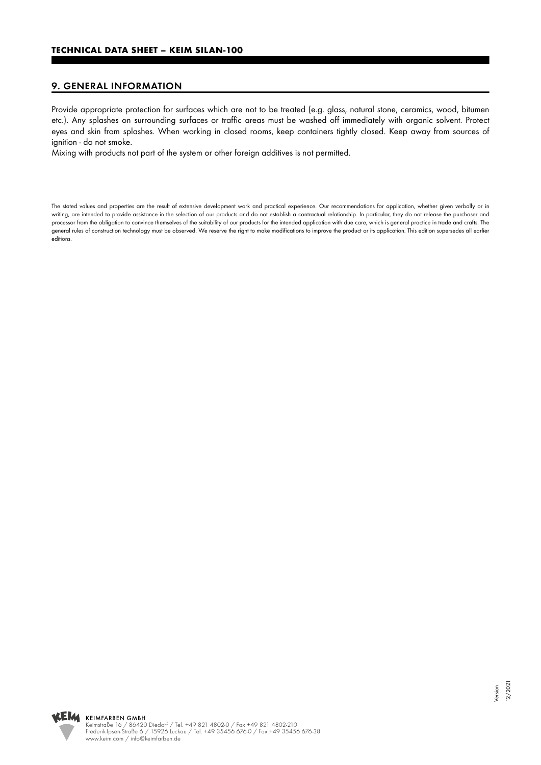## 9. GENERAL INFORMATION

Provide appropriate protection for surfaces which are not to be treated (e.g. glass, natural stone, ceramics, wood, bitumen etc.). Any splashes on surrounding surfaces or traffic areas must be washed off immediately with organic solvent. Protect eyes and skin from splashes. When working in closed rooms, keep containers tightly closed. Keep away from sources of ignition - do not smoke.
Mixing with products not part of the system or other foreign additives is not permitted.

The stated values and properties are the result of extensive development work and practical experience. Our recommendations for application, whether given verbally or in writing, are intended to provide assistance in the selection of our products and do not establish a contractual relationship. In particular, they do not release the purchaser and processor from the obligation to convince themselves of the suitability of our products for the intended application with due care, which is general practice in trade and crafts. The general rules of construction technology must be observed. We reserve the right to make modifications to improve the product or its application. This edition supersedes all earlier editions.

KEIMFARBEN GMBH
Keimstraße 16 / 86420 Diedorf / Tel. +49 821 4802-0 / Fax +49 821 4802-210
Frederik-Ipsen-Straße 6 / 15926 Luckau / Tel. +49 35456 676-0 / Fax +49 35456 676-38
www.keim.com / info@keimfarben.de

Version 12/2021